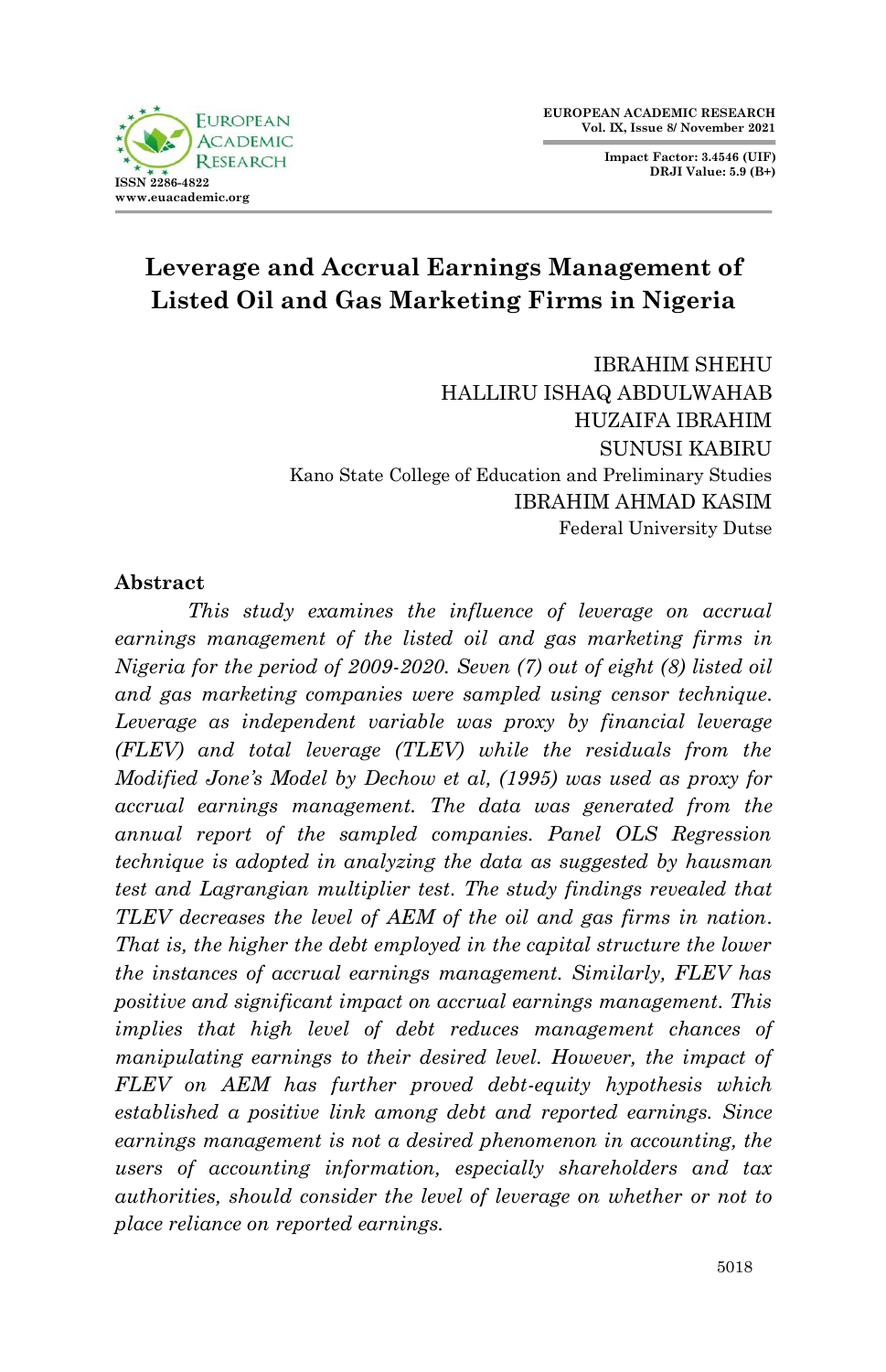# Leverage and Accrual Earnings Management of Listed Oil and Gas Marketing Firms in Nigeria

IBRAHIM SHEHU
HALLIRU ISHAQ ABDULWAHAB
HUZAIFA IBRAHIM
SUNUSI KABIRU
Kano State College of Education and Preliminary Studies
IBRAHIM AHMAD KASIM
Federal University Dutse

## Abstract

*This study examines the influence of leverage on accrual earnings management of the listed oil and gas marketing firms in Nigeria for the period of 2009-2020. Seven (7) out of eight (8) listed oil and gas marketing companies were sampled using censor technique. Leverage as independent variable was proxy by financial leverage (FLEV) and total leverage (TLEV) while the residuals from the Modified Jone's Model by Dechow et al, (1995) was used as proxy for accrual earnings management. The data was generated from the annual report of the sampled companies. Panel OLS Regression technique is adopted in analyzing the data as suggested by hausman test and Lagrangian multiplier test. The study findings revealed that TLEV decreases the level of AEM of the oil and gas firms in nation. That is, the higher the debt employed in the capital structure the lower the instances of accrual earnings management. Similarly, FLEV has positive and significant impact on accrual earnings management. This implies that high level of debt reduces management chances of manipulating earnings to their desired level. However, the impact of FLEV on AEM has further proved debt-equity hypothesis which established a positive link among debt and reported earnings. Since earnings management is not a desired phenomenon in accounting, the users of accounting information, especially shareholders and tax authorities, should consider the level of leverage on whether or not to place reliance on reported earnings.*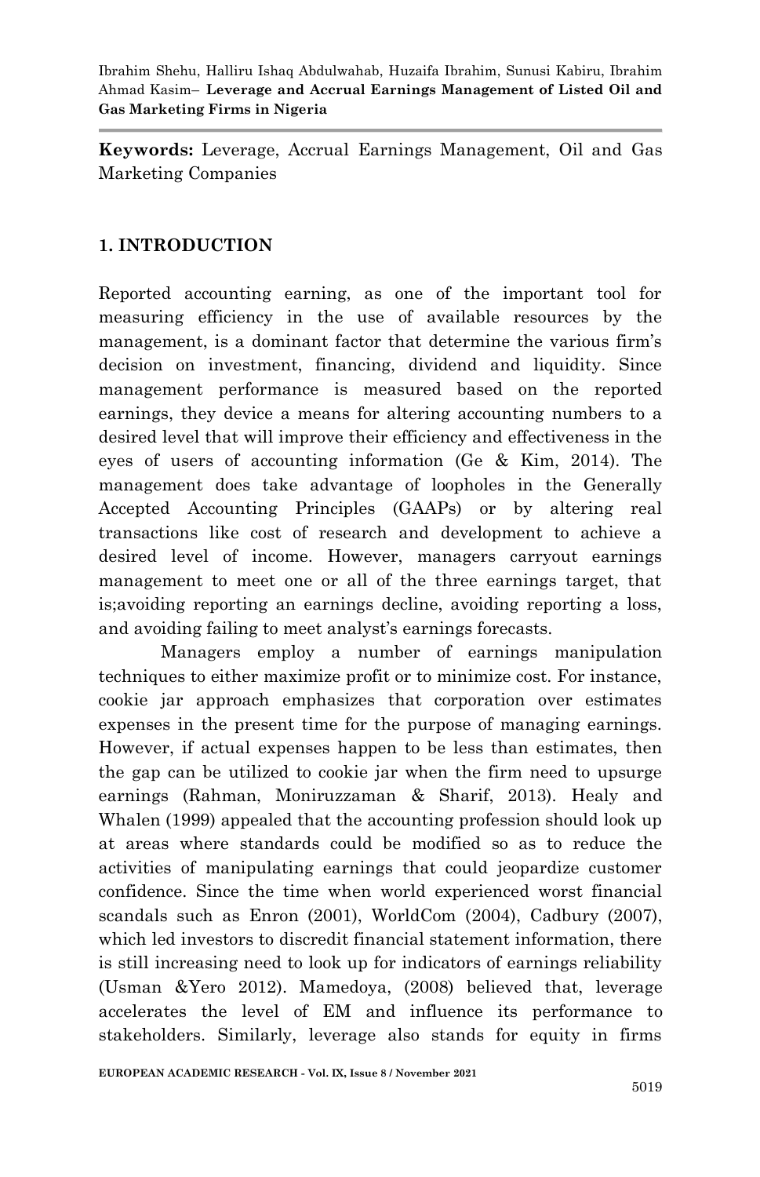**Keywords:** Leverage, Accrual Earnings Management, Oil and Gas Marketing Companies

## 1. INTRODUCTION

Reported accounting earning, as one of the important tool for measuring efficiency in the use of available resources by the management, is a dominant factor that determine the various firm's decision on investment, financing, dividend and liquidity. Since management performance is measured based on the reported earnings, they device a means for altering accounting numbers to a desired level that will improve their efficiency and effectiveness in the eyes of users of accounting information (Ge & Kim, 2014). The management does take advantage of loopholes in the Generally Accepted Accounting Principles (GAAPs) or by altering real transactions like cost of research and development to achieve a desired level of income. However, managers carryout earnings management to meet one or all of the three earnings target, that is;avoiding reporting an earnings decline, avoiding reporting a loss, and avoiding failing to meet analyst's earnings forecasts.

Managers employ a number of earnings manipulation techniques to either maximize profit or to minimize cost. For instance, cookie jar approach emphasizes that corporation over estimates expenses in the present time for the purpose of managing earnings. However, if actual expenses happen to be less than estimates, then the gap can be utilized to cookie jar when the firm need to upsurge earnings (Rahman, Moniruzzaman & Sharif, 2013). Healy and Whalen (1999) appealed that the accounting profession should look up at areas where standards could be modified so as to reduce the activities of manipulating earnings that could jeopardize customer confidence. Since the time when world experienced worst financial scandals such as Enron (2001), WorldCom (2004), Cadbury (2007), which led investors to discredit financial statement information, there is still increasing need to look up for indicators of earnings reliability (Usman &Yero 2012). Mamedoya, (2008) believed that, leverage accelerates the level of EM and influence its performance to stakeholders. Similarly, leverage also stands for equity in firms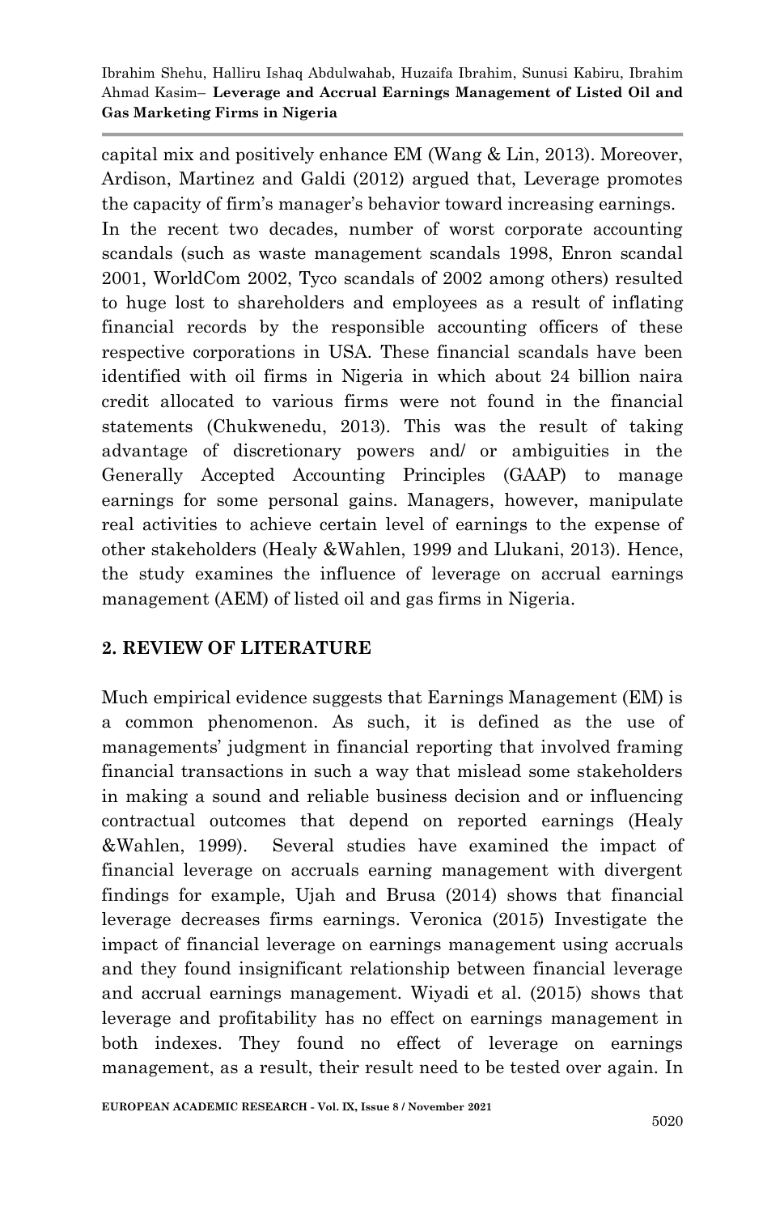capital mix and positively enhance EM (Wang & Lin, 2013). Moreover, Ardison, Martinez and Galdi (2012) argued that, Leverage promotes the capacity of firm's manager's behavior toward increasing earnings.

In the recent two decades, number of worst corporate accounting scandals (such as waste management scandals 1998, Enron scandal 2001, WorldCom 2002, Tyco scandals of 2002 among others) resulted to huge lost to shareholders and employees as a result of inflating financial records by the responsible accounting officers of these respective corporations in USA. These financial scandals have been identified with oil firms in Nigeria in which about 24 billion naira credit allocated to various firms were not found in the financial statements (Chukwenedu, 2013). This was the result of taking advantage of discretionary powers and/ or ambiguities in the Generally Accepted Accounting Principles (GAAP) to manage earnings for some personal gains. Managers, however, manipulate real activities to achieve certain level of earnings to the expense of other stakeholders (Healy &Wahlen, 1999 and Llukani, 2013). Hence, the study examines the influence of leverage on accrual earnings management (AEM) of listed oil and gas firms in Nigeria.

## 2. REVIEW OF LITERATURE

Much empirical evidence suggests that Earnings Management (EM) is a common phenomenon. As such, it is defined as the use of managements' judgment in financial reporting that involved framing financial transactions in such a way that mislead some stakeholders in making a sound and reliable business decision and or influencing contractual outcomes that depend on reported earnings (Healy &Wahlen, 1999). Several studies have examined the impact of financial leverage on accruals earning management with divergent findings for example, Ujah and Brusa (2014) shows that financial leverage decreases firms earnings. Veronica (2015) Investigate the impact of financial leverage on earnings management using accruals and they found insignificant relationship between financial leverage and accrual earnings management. Wiyadi et al. (2015) shows that leverage and profitability has no effect on earnings management in both indexes. They found no effect of leverage on earnings management, as a result, their result need to be tested over again. In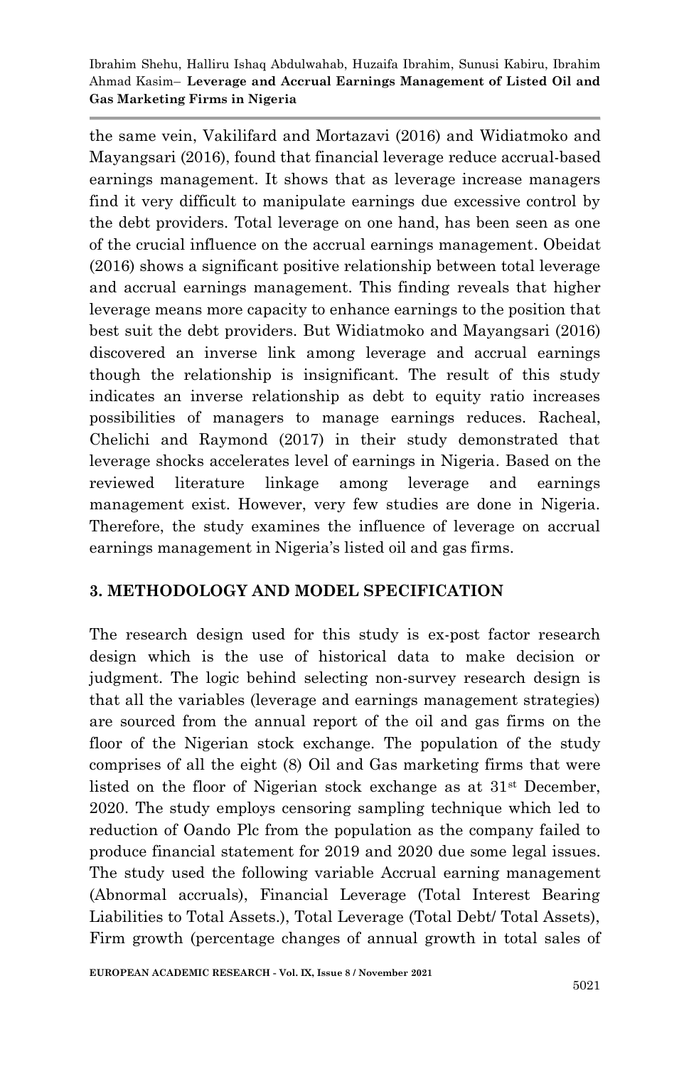the same vein, Vakilifard and Mortazavi (2016) and Widiatmoko and Mayangsari (2016), found that financial leverage reduce accrual-based earnings management. It shows that as leverage increase managers find it very difficult to manipulate earnings due excessive control by the debt providers. Total leverage on one hand, has been seen as one of the crucial influence on the accrual earnings management. Obeidat (2016) shows a significant positive relationship between total leverage and accrual earnings management. This finding reveals that higher leverage means more capacity to enhance earnings to the position that best suit the debt providers. But Widiatmoko and Mayangsari (2016) discovered an inverse link among leverage and accrual earnings though the relationship is insignificant. The result of this study indicates an inverse relationship as debt to equity ratio increases possibilities of managers to manage earnings reduces. Racheal, Chelichi and Raymond (2017) in their study demonstrated that leverage shocks accelerates level of earnings in Nigeria. Based on the reviewed literature linkage among leverage and earnings management exist. However, very few studies are done in Nigeria. Therefore, the study examines the influence of leverage on accrual earnings management in Nigeria's listed oil and gas firms.

## 3. METHODOLOGY AND MODEL SPECIFICATION

The research design used for this study is ex-post factor research design which is the use of historical data to make decision or judgment. The logic behind selecting non-survey research design is that all the variables (leverage and earnings management strategies) are sourced from the annual report of the oil and gas firms on the floor of the Nigerian stock exchange. The population of the study comprises of all the eight (8) Oil and Gas marketing firms that were listed on the floor of Nigerian stock exchange as at 31st December, 2020. The study employs censoring sampling technique which led to reduction of Oando Plc from the population as the company failed to produce financial statement for 2019 and 2020 due some legal issues. The study used the following variable Accrual earning management (Abnormal accruals), Financial Leverage (Total Interest Bearing Liabilities to Total Assets.), Total Leverage (Total Debt/ Total Assets), Firm growth (percentage changes of annual growth in total sales of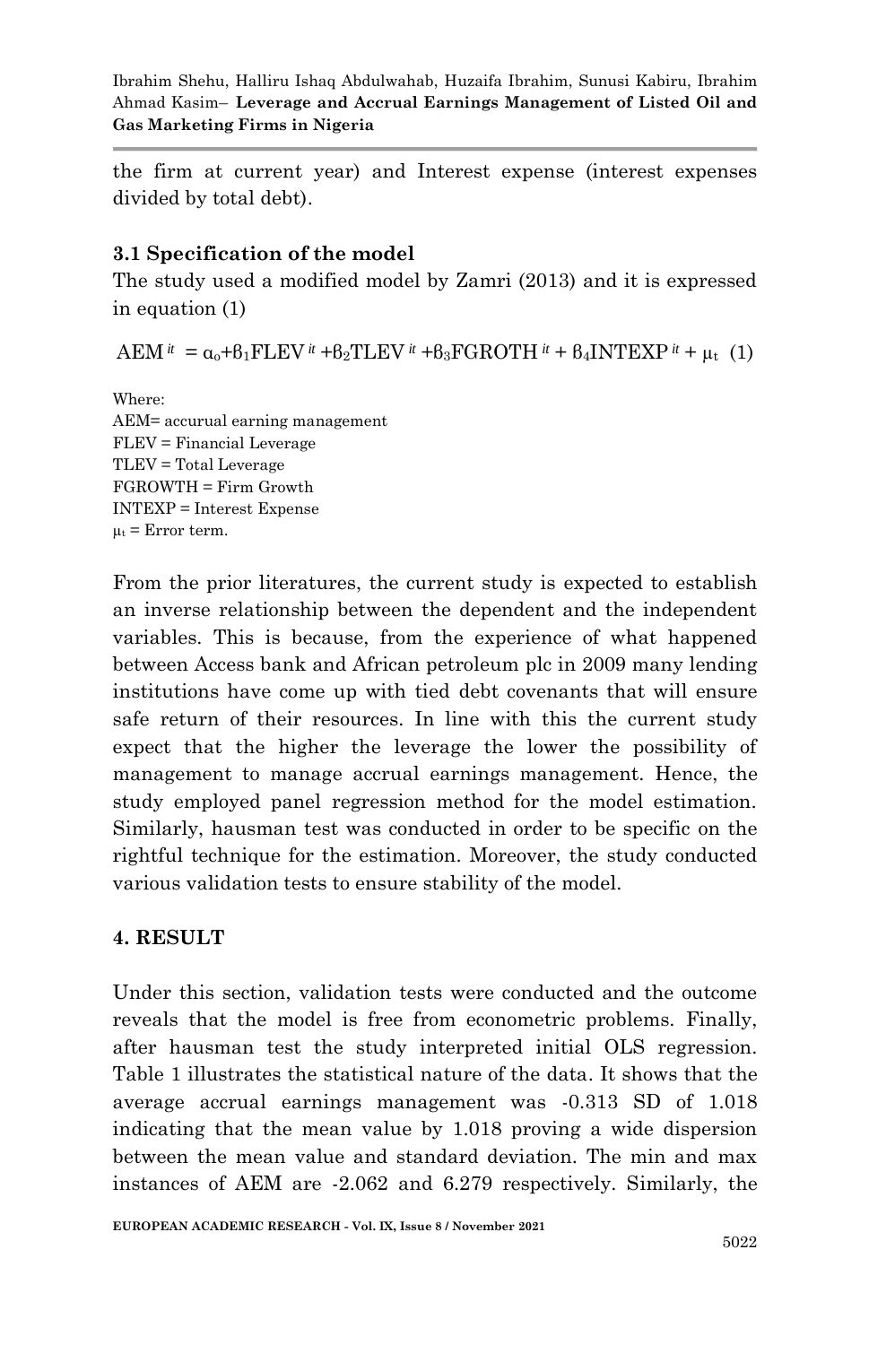the firm at current year) and Interest expense (interest expenses divided by total debt).

### 3.1 Specification of the model

The study used a modified model by Zamri (2013) and it is expressed in equation (1)

$$AEM^{it} = \alpha_o + \beta_1 FLEV^{it} + \beta_2 TLEV^{it} + \beta_3 FGROTH^{it} + \beta_4 INTEXP^{it} + \mu_t \quad (1)$$

Where:
AEM= accurual earning management
FLEV = Financial Leverage
TLEV = Total Leverage
FGROWTH = Firm Growth
INTEXP = Interest Expense
$\mu_t$ = Error term.

From the prior literatures, the current study is expected to establish an inverse relationship between the dependent and the independent variables. This is because, from the experience of what happened between Access bank and African petroleum plc in 2009 many lending institutions have come up with tied debt covenants that will ensure safe return of their resources. In line with this the current study expect that the higher the leverage the lower the possibility of management to manage accrual earnings management. Hence, the study employed panel regression method for the model estimation. Similarly, hausman test was conducted in order to be specific on the rightful technique for the estimation. Moreover, the study conducted various validation tests to ensure stability of the model.

## 4. RESULT

Under this section, validation tests were conducted and the outcome reveals that the model is free from econometric problems. Finally, after hausman test the study interpreted initial OLS regression. Table 1 illustrates the statistical nature of the data. It shows that the average accrual earnings management was -0.313 SD of 1.018 indicating that the mean value by 1.018 proving a wide dispersion between the mean value and standard deviation. The min and max instances of AEM are -2.062 and 6.279 respectively. Similarly, the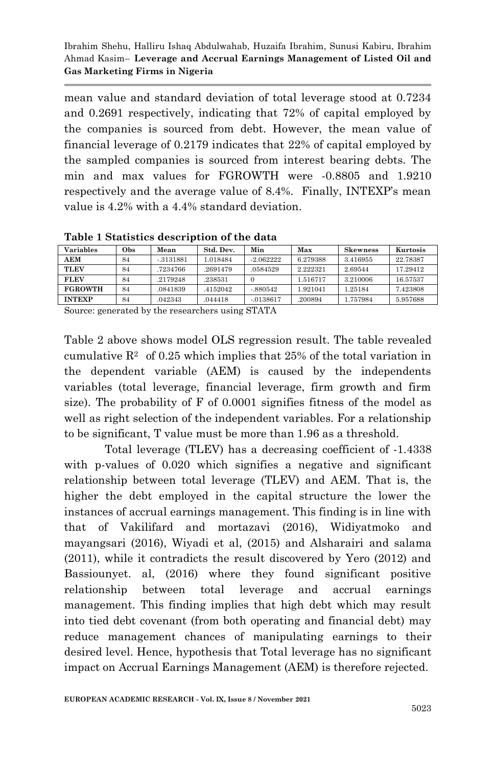mean value and standard deviation of total leverage stood at 0.7234 and 0.2691 respectively, indicating that 72% of capital employed by the companies is sourced from debt. However, the mean value of financial leverage of 0.2179 indicates that 22% of capital employed by the sampled companies is sourced from interest bearing debts. The min and max values for FGROWTH were -0.8805 and 1.9210 respectively and the average value of 8.4%. Finally, INTEXP's mean value is 4.2% with a 4.4% standard deviation.

**Table 1 Statistics description of the data**

| Variables | Obs | Mean | Std. Dev. | Min | Max | Skewness | Kurtosis |
|---|---|---|---|---|---|---|---|
| **AEM** | 84 | -.3131881 | 1.018484 | -2.062222 | 6.279388 | 3.416955 | 22.78387 |
| **TLEV** | 84 | .7234766 | .2691479 | .0584529 | 2.222321 | 2.69544 | 17.29412 |
| **FLEV** | 84 | .2179248 | .238531 | 0 | 1.516717 | 3.210006 | 16.57537 |
| **FGROWTH** | 84 | .0841839 | .4152042 | -.880542 | 1.921041 | 1.25184 | 7.423808 |
| **INTEXP** | 84 | .042343 | .044418 | -.0138617 | .200894 | 1.757984 | 5.957688 |

Source: generated by the researchers using STATA

Table 2 above shows model OLS regression result. The table revealed cumulative $R^2$ of 0.25 which implies that 25% of the total variation in the dependent variable (AEM) is caused by the independents variables (total leverage, financial leverage, firm growth and firm size). The probability of F of 0.0001 signifies fitness of the model as well as right selection of the independent variables. For a relationship to be significant, T value must be more than 1.96 as a threshold.

Total leverage (TLEV) has a decreasing coefficient of -1.4338 with p-values of 0.020 which signifies a negative and significant relationship between total leverage (TLEV) and AEM. That is, the higher the debt employed in the capital structure the lower the instances of accrual earnings management. This finding is in line with that of Vakilifard and mortazavi (2016), Widiyatmoko and mayangsari (2016), Wiyadi et al, (2015) and Alsharairi and salama (2011), while it contradicts the result discovered by Yero (2012) and Bassiounyet. al, (2016) where they found significant positive relationship between total leverage and accrual earnings management. This finding implies that high debt which may result into tied debt covenant (from both operating and financial debt) may reduce management chances of manipulating earnings to their desired level. Hence, hypothesis that Total leverage has no significant impact on Accrual Earnings Management (AEM) is therefore rejected.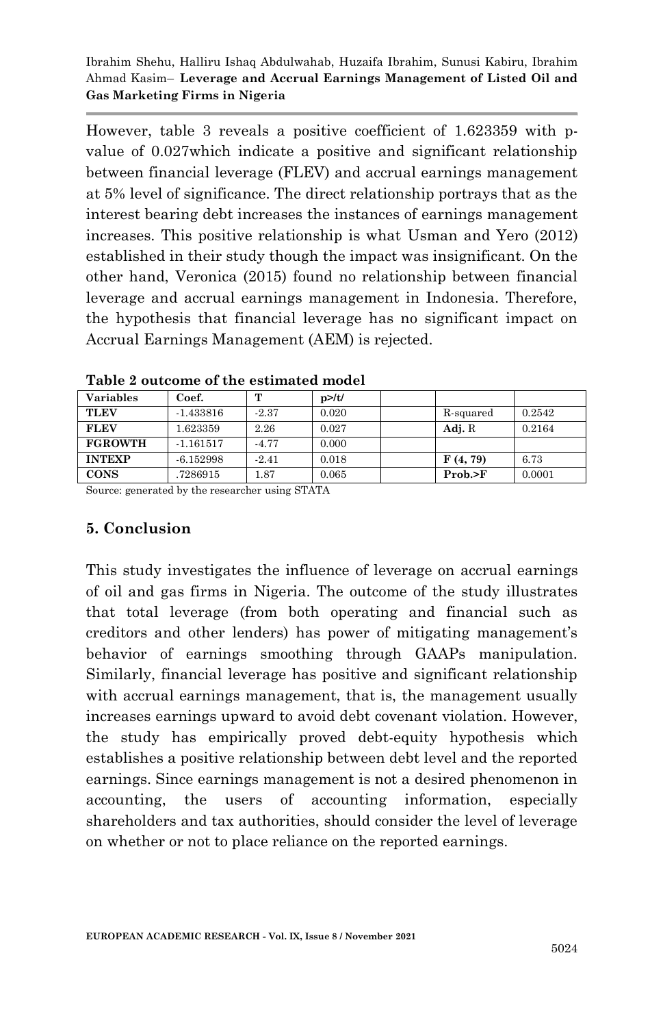However, table 3 reveals a positive coefficient of 1.623359 with p-value of 0.027which indicate a positive and significant relationship between financial leverage (FLEV) and accrual earnings management at 5% level of significance. The direct relationship portrays that as the interest bearing debt increases the instances of earnings management increases. This positive relationship is what Usman and Yero (2012) established in their study though the impact was insignificant. On the other hand, Veronica (2015) found no relationship between financial leverage and accrual earnings management in Indonesia. Therefore, the hypothesis that financial leverage has no significant impact on Accrual Earnings Management (AEM) is rejected.

**Table 2 outcome of the estimated model**

| Variables | Coef. | T | p>/t/ | | | |
|---|---|---|---|---|---|---|
| **TLEV** | -1.433816 | -2.37 | 0.020 | | R-squared | 0.2542 |
| **FLEV** | 1.623359 | 2.26 | 0.027 | | **Adj.** R | 0.2164 |
| **FGROWTH** | -1.161517 | -4.77 | 0.000 | | | |
| **INTEXP** | -6.152998 | -2.41 | 0.018 | | **F (4, 79)** | 6.73 |
| **CONS** | .7286915 | 1.87 | 0.065 | | **Prob.>F** | 0.0001 |

Source: generated by the researcher using STATA

## 5. Conclusion

This study investigates the influence of leverage on accrual earnings of oil and gas firms in Nigeria. The outcome of the study illustrates that total leverage (from both operating and financial such as creditors and other lenders) has power of mitigating management's behavior of earnings smoothing through GAAPs manipulation. Similarly, financial leverage has positive and significant relationship with accrual earnings management, that is, the management usually increases earnings upward to avoid debt covenant violation. However, the study has empirically proved debt-equity hypothesis which establishes a positive relationship between debt level and the reported earnings. Since earnings management is not a desired phenomenon in accounting, the users of accounting information, especially shareholders and tax authorities, should consider the level of leverage on whether or not to place reliance on the reported earnings.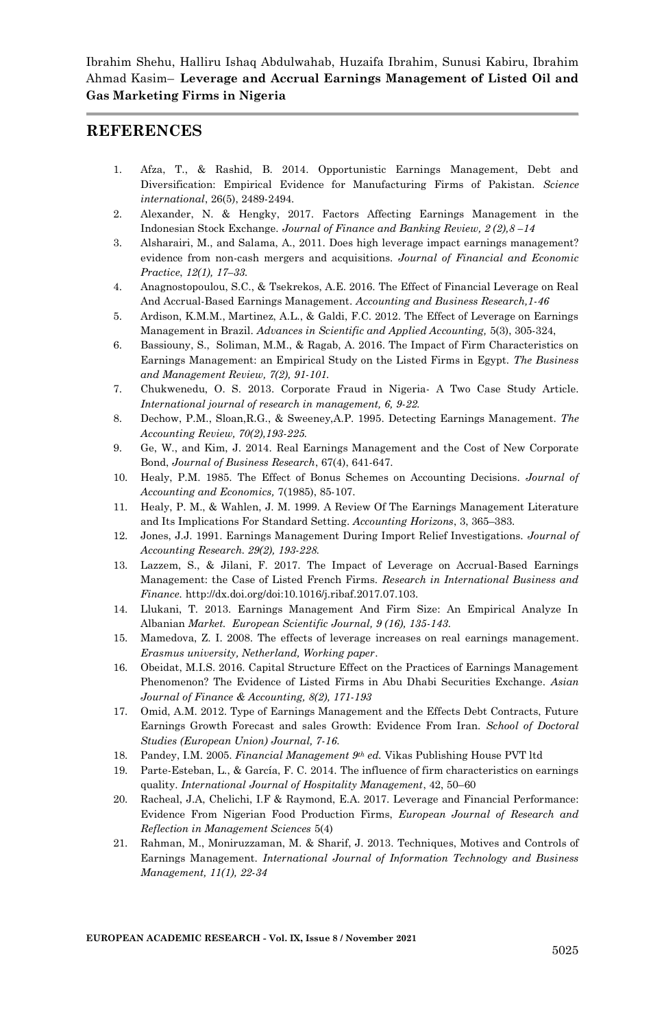## REFERENCES

1. Afza, T., & Rashid, B. 2014. Opportunistic Earnings Management, Debt and Diversification: Empirical Evidence for Manufacturing Firms of Pakistan. *Science international*, 26(5), 2489-2494.
2. Alexander, N. & Hengky, 2017. Factors Affecting Earnings Management in the Indonesian Stock Exchange. *Journal of Finance and Banking Review, 2 (2),8 –14*
3. Alsharairi, M., and Salama, A., 2011. Does high leverage impact earnings management? evidence from non-cash mergers and acquisitions. *Journal of Financial and Economic Practice*, *12(1), 17–33.*
4. Anagnostopoulou, S.C., & Tsekrekos, A.E. 2016. The Effect of Financial Leverage on Real And Accrual-Based Earnings Management. *Accounting and Business Research,1-46*
5. Ardison, K.M.M., Martinez, A.L., & Galdi, F.C. 2012. The Effect of Leverage on Earnings Management in Brazil. *Advances in Scientific and Applied Accounting,* 5(3), 305-324,
6. Bassiouny, S., Soliman, M.M., & Ragab, A. 2016. The Impact of Firm Characteristics on Earnings Management: an Empirical Study on the Listed Firms in Egypt. *The Business and Management Review, 7(2), 91-101.*
7. Chukwenedu, O. S. 2013. Corporate Fraud in Nigeria- A Two Case Study Article. *International journal of research in management, 6, 9-22.*
8. Dechow, P.M., Sloan,R.G., & Sweeney,A.P. 1995. Detecting Earnings Management. *The Accounting Review, 70(2),193-225.*
9. Ge, W., and Kim, J. 2014. Real Earnings Management and the Cost of New Corporate Bond, *Journal of Business Research*, 67(4), 641-647.
10. Healy, P.M. 1985. The Effect of Bonus Schemes on Accounting Decisions. *Journal of Accounting and Economics,* 7(1985), 85-107.
11. Healy, P. M., & Wahlen, J. M. 1999. A Review Of The Earnings Management Literature and Its Implications For Standard Setting. *Accounting Horizons*, 3, 365–383.
12. Jones, J.J. 1991. Earnings Management During Import Relief Investigations. *Journal of Accounting Research. 29(2), 193-228.*
13. Lazzem, S., & Jilani, F. 2017. The Impact of Leverage on Accrual-Based Earnings Management: the Case of Listed French Firms. *Research in International Business and Finance.* http://dx.doi.org/doi:10.1016/j.ribaf.2017.07.103.
14. Llukani, T. 2013. Earnings Management And Firm Size: An Empirical Analyze In Albanian *Market. European Scientific Journal, 9 (16), 135-143.*
15. Mamedova, Z. I. 2008. The effects of leverage increases on real earnings management. *Erasmus university, Netherland, Working paper*.
16. Obeidat, M.I.S. 2016. Capital Structure Effect on the Practices of Earnings Management Phenomenon? The Evidence of Listed Firms in Abu Dhabi Securities Exchange. *Asian Journal of Finance & Accounting, 8(2), 171-193*
17. Omid, A.M. 2012. Type of Earnings Management and the Effects Debt Contracts, Future Earnings Growth Forecast and sales Growth: Evidence From Iran. *School of Doctoral Studies (European Union) Journal, 7-16.*
18. Pandey, I.M. 2005. *Financial Management 9th ed.* Vikas Publishing House PVT ltd
19. Parte-Esteban, L., & García, F. C. 2014. The influence of firm characteristics on earnings quality. *International Journal of Hospitality Management*, 42, 50–60
20. Racheal, J.A, Chelichi, I.F & Raymond, E.A. 2017. Leverage and Financial Performance: Evidence From Nigerian Food Production Firms, *European Journal of Research and Reflection in Management Sciences* 5(4)
21. Rahman, M., Moniruzzaman, M. & Sharif, J. 2013. Techniques, Motives and Controls of Earnings Management. *International Journal of Information Technology and Business Management, 11(1), 22-34*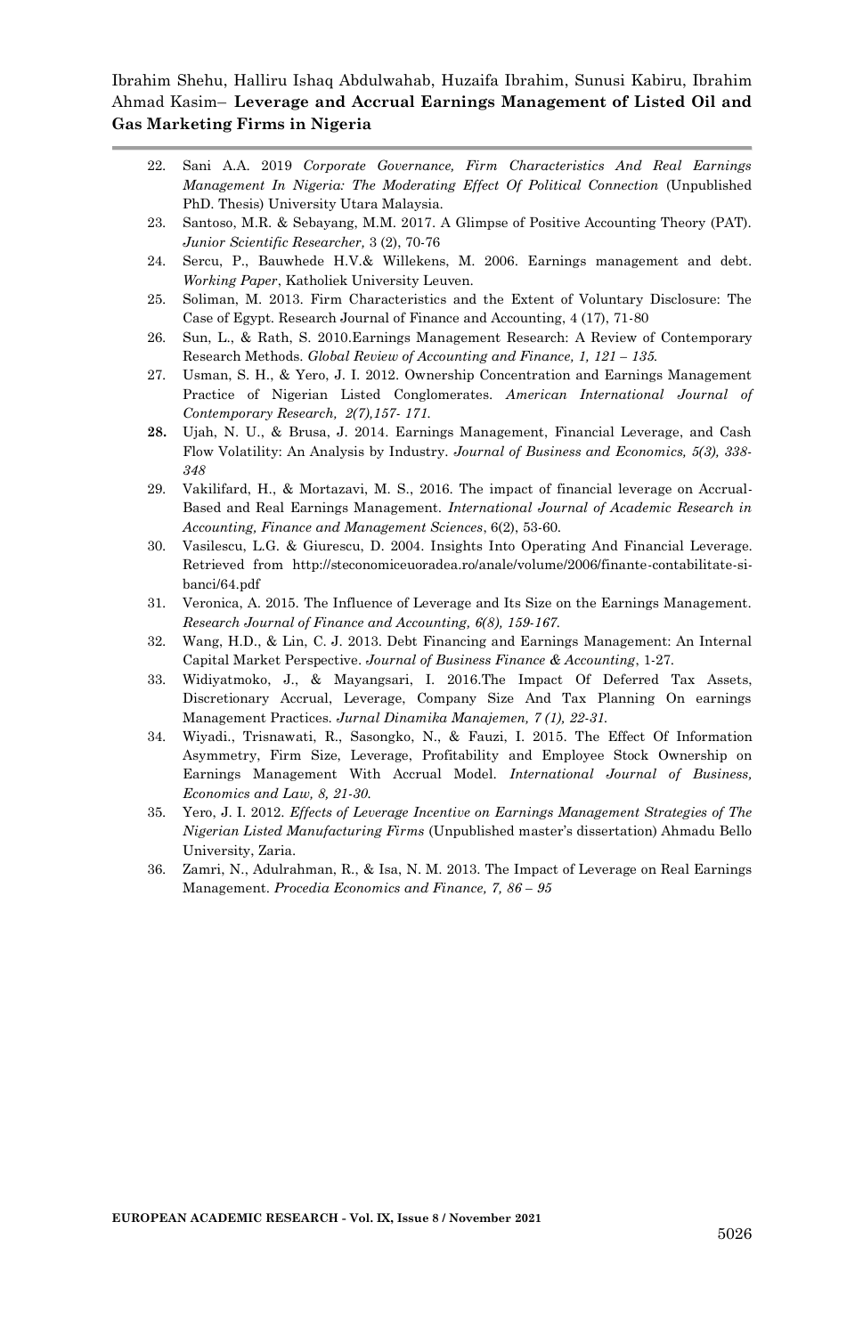22. Sani A.A. 2019 *Corporate Governance, Firm Characteristics And Real Earnings Management In Nigeria: The Moderating Effect Of Political Connection* (Unpublished PhD. Thesis) University Utara Malaysia.
23. Santoso, M.R. & Sebayang, M.M. 2017. A Glimpse of Positive Accounting Theory (PAT). *Junior Scientific Researcher,* 3 (2), 70-76
24. Sercu, P., Bauwhede H.V.& Willekens, M. 2006. Earnings management and debt. *Working Paper*, Katholiek University Leuven.
25. Soliman, M. 2013. Firm Characteristics and the Extent of Voluntary Disclosure: The Case of Egypt. Research Journal of Finance and Accounting, 4 (17), 71-80
26. Sun, L., & Rath, S. 2010.Earnings Management Research: A Review of Contemporary Research Methods. *Global Review of Accounting and Finance, 1, 121 – 135.*
27. Usman, S. H., & Yero, J. I. 2012. Ownership Concentration and Earnings Management Practice of Nigerian Listed Conglomerates. *American International Journal of Contemporary Research, 2(7),157- 171.*
28. Ujah, N. U., & Brusa, J. 2014. Earnings Management, Financial Leverage, and Cash Flow Volatility: An Analysis by Industry. *Journal of Business and Economics, 5(3), 338-348*
29. Vakilifard, H., & Mortazavi, M. S., 2016. The impact of financial leverage on Accrual-Based and Real Earnings Management. *International Journal of Academic Research in Accounting, Finance and Management Sciences*, 6(2), 53-60.
30. Vasilescu, L.G. & Giurescu, D. 2004. Insights Into Operating And Financial Leverage. Retrieved from http://steconomiceuoradea.ro/anale/volume/2006/finante-contabilitate-si-banci/64.pdf
31. Veronica, A. 2015. The Influence of Leverage and Its Size on the Earnings Management. *Research Journal of Finance and Accounting, 6(8), 159-167.*
32. Wang, H.D., & Lin, C. J. 2013. Debt Financing and Earnings Management: An Internal Capital Market Perspective. *Journal of Business Finance & Accounting*, 1-27.
33. Widiyatmoko, J., & Mayangsari, I. 2016.The Impact Of Deferred Tax Assets, Discretionary Accrual, Leverage, Company Size And Tax Planning On earnings Management Practices. *Jurnal Dinamika Manajemen, 7 (1), 22-31.*
34. Wiyadi., Trisnawati, R., Sasongko, N., & Fauzi, I. 2015. The Effect Of Information Asymmetry, Firm Size, Leverage, Profitability and Employee Stock Ownership on Earnings Management With Accrual Model. *International Journal of Business, Economics and Law, 8, 21-30.*
35. Yero, J. I. 2012. *Effects of Leverage Incentive on Earnings Management Strategies of The Nigerian Listed Manufacturing Firms* (Unpublished master's dissertation) Ahmadu Bello University, Zaria.
36. Zamri, N., Adulrahman, R., & Isa, N. M. 2013. The Impact of Leverage on Real Earnings Management. *Procedia Economics and Finance, 7, 86 – 95*